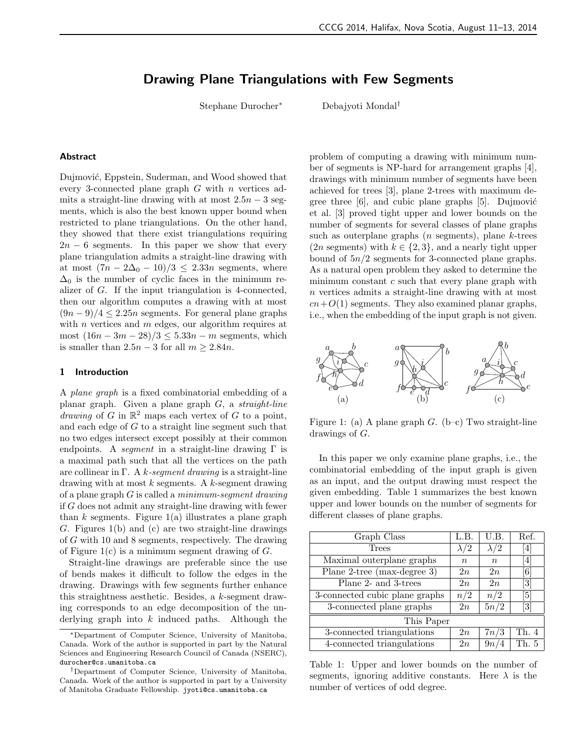# Drawing Plane Triangulations with Few Segments

Stephane Durocher* Debajyoti Mondal†

## Abstract

Dujmović, Eppstein, Suderman, and Wood showed that every 3-connected plane graph $G$ with $n$ vertices admits a straight-line drawing with at most $2.5n - 3$ segments, which is also the best known upper bound when restricted to plane triangulations. On the other hand, they showed that there exist triangulations requiring $2n - 6$ segments. In this paper we show that every plane triangulation admits a straight-line drawing with at most $(7n - 2\Delta_0 - 10)/3 \leq 2.33n$ segments, where $\Delta_0$ is the number of cyclic faces in the minimum realizer of $G$. If the input triangulation is 4-connected, then our algorithm computes a drawing with at most $(9n - 9)/4 \leq 2.25n$ segments. For general plane graphs with $n$ vertices and $m$ edges, our algorithm requires at most $(16n - 3m - 28)/3 \leq 5.33n - m$ segments, which is smaller than $2.5n - 3$ for all $m \geq 2.84n$.

## 1 Introduction

A *plane graph* is a fixed combinatorial embedding of a planar graph. Given a plane graph $G$, a *straight-line drawing* of $G$ in $\mathbb{R}^2$ maps each vertex of $G$ to a point, and each edge of $G$ to a straight line segment such that no two edges intersect except possibly at their common endpoints. A *segment* in a straight-line drawing $\Gamma$ is a maximal path such that all the vertices on the path are collinear in $\Gamma$. A *$k$-segment drawing* is a straight-line drawing with at most $k$ segments. A $k$-segment drawing of a plane graph $G$ is called a *minimum-segment drawing* if $G$ does not admit any straight-line drawing with fewer than $k$ segments. Figure 1(a) illustrates a plane graph $G$. Figures 1(b) and (c) are two straight-line drawings of $G$ with 10 and 8 segments, respectively. The drawing of Figure 1(c) is a minimum segment drawing of $G$.

Straight-line drawings are preferable since the use of bends makes it difficult to follow the edges in the drawing. Drawings with few segments further enhance this straightness aesthetic. Besides, a $k$-segment drawing corresponds to an edge decomposition of the underlying graph into $k$ induced paths. Although the problem of computing a drawing with minimum number of segments is NP-hard for arrangement graphs [4], drawings with minimum number of segments have been achieved for trees [3], plane 2-trees with maximum degree three [6], and cubic plane graphs [5]. Dujmović et al. [3] proved tight upper and lower bounds on the number of segments for several classes of plane graphs such as outerplane graphs ($n$ segments), plane $k$-trees ($2n$ segments) with $k \in \{2, 3\}$, and a nearly tight upper bound of $5n/2$ segments for 3-connected plane graphs. As a natural open problem they asked to determine the minimum constant $c$ such that every plane graph with $n$ vertices admits a straight-line drawing with at most $cn + O(1)$ segments. They also examined planar graphs, i.e., when the embedding of the input graph is not given.

Figure 1: (a) A plane graph $G$. (b–c) Two straight-line drawings of $G$.

In this paper we only examine plane graphs, i.e., the combinatorial embedding of the input graph is given as an input, and the output drawing must respect the given embedding. Table 1 summarizes the best known upper and lower bounds on the number of segments for different classes of plane graphs.

| Graph Class | L.B. | U.B. | Ref. |
|---|---|---|---|
| Trees | $\lambda/2$ | $\lambda/2$ | [4] |
| Maximal outerplane graphs | $n$ | $n$ | [4] |
| Plane 2-tree (max-degree 3) | $2n$ | $2n$ | [6] |
| Plane 2- and 3-trees | $2n$ | $2n$ | [3] |
| 3-connected cubic plane graphs | $n/2$ | $n/2$ | [5] |
| 3-connected plane graphs | $2n$ | $5n/2$ | [3] |
| This Paper | | | |
| 3-connected triangulations | $2n$ | $7n/3$ | Th. 4 |
| 4-connected triangulations | $2n$ | $9n/4$ | Th. 5 |

Table 1: Upper and lower bounds on the number of segments, ignoring additive constants. Here $\lambda$ is the number of vertices of odd degree.

---

*Department of Computer Science, University of Manitoba, Canada. Work of the author is supported in part by the Natural Sciences and Engineering Research Council of Canada (NSERC), durocher@cs.umanitoba.ca

†Department of Computer Science, University of Manitoba, Canada. Work of the author is supported in part by a University of Manitoba Graduate Fellowship. jyoti@cs.umanitoba.ca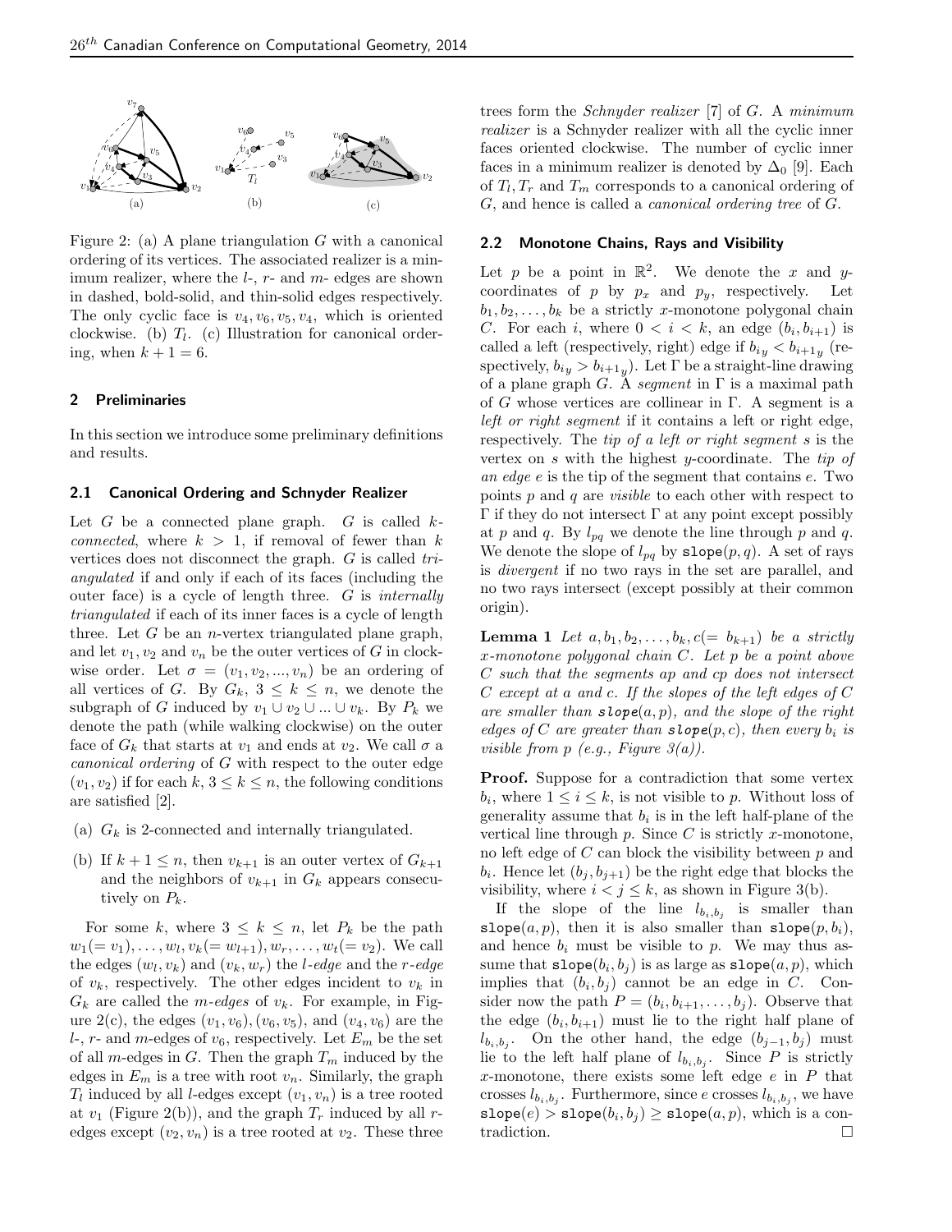Figure 2: (a) A plane triangulation $G$ with a canonical ordering of its vertices. The associated realizer is a minimum realizer, where the $l$-, $r$- and $m$- edges are shown in dashed, bold-solid, and thin-solid edges respectively. The only cyclic face is $v_4, v_6, v_5, v_4$, which is oriented clockwise. (b) $T_l$. (c) Illustration for canonical ordering, when $k + 1 = 6$.

## 2 Preliminaries

In this section we introduce some preliminary definitions and results.

### 2.1 Canonical Ordering and Schnyder Realizer

Let $G$ be a connected plane graph. $G$ is called *k-connected*, where $k > 1$, if removal of fewer than $k$ vertices does not disconnect the graph. $G$ is called *triangulated* if and only if each of its faces (including the outer face) is a cycle of length three. $G$ is *internally triangulated* if each of its inner faces is a cycle of length three. Let $G$ be an $n$-vertex triangulated plane graph, and let $v_1, v_2$ and $v_n$ be the outer vertices of $G$ in clockwise order. Let $\sigma = (v_1, v_2, ..., v_n)$ be an ordering of all vertices of $G$. By $G_k$, $3 \leq k \leq n$, we denote the subgraph of $G$ induced by $v_1 \cup v_2 \cup ... \cup v_k$. By $P_k$ we denote the path (while walking clockwise) on the outer face of $G_k$ that starts at $v_1$ and ends at $v_2$. We call $\sigma$ a *canonical ordering* of $G$ with respect to the outer edge $(v_1, v_2)$ if for each $k$, $3 \leq k \leq n$, the following conditions are satisfied [2].

(a) $G_k$ is 2-connected and internally triangulated.

(b) If $k + 1 \leq n$, then $v_{k+1}$ is an outer vertex of $G_{k+1}$ and the neighbors of $v_{k+1}$ in $G_k$ appears consecutively on $P_k$.

For some $k$, where $3 \leq k \leq n$, let $P_k$ be the path $w_1(= v_1), \ldots, w_l, v_k(= w_{l+1}), w_r, \ldots, w_t(= v_2)$. We call the edges $(w_l, v_k)$ and $(v_k, w_r)$ the *l-edge* and the *r-edge* of $v_k$, respectively. The other edges incident to $v_k$ in $G_k$ are called the *m-edges* of $v_k$. For example, in Figure 2(c), the edges $(v_1, v_6), (v_6, v_5)$, and $(v_4, v_6)$ are the $l$-, $r$- and $m$-edges of $v_6$, respectively. Let $E_m$ be the set of all $m$-edges in $G$. Then the graph $T_m$ induced by the edges in $E_m$ is a tree with root $v_n$. Similarly, the graph $T_l$ induced by all $l$-edges except $(v_1, v_n)$ is a tree rooted at $v_1$ (Figure 2(b)), and the graph $T_r$ induced by all $r$-edges except $(v_2, v_n)$ is a tree rooted at $v_2$. These three trees form the *Schnyder realizer* [7] of $G$. A *minimum realizer* is a Schnyder realizer with all the cyclic inner faces oriented clockwise. The number of cyclic inner faces in a minimum realizer is denoted by $\Delta_0$ [9]. Each of $T_l, T_r$ and $T_m$ corresponds to a canonical ordering of $G$, and hence is called a *canonical ordering tree* of $G$.

### 2.2 Monotone Chains, Rays and Visibility

Let $p$ be a point in $\mathbb{R}^2$. We denote the $x$ and $y$-coordinates of $p$ by $p_x$ and $p_y$, respectively. Let $b_1, b_2, \ldots, b_k$ be a strictly $x$-monotone polygonal chain $C$. For each $i$, where $0 < i < k$, an edge $(b_i, b_{i+1})$ is called a left (respectively, right) edge if $b_{i_y} < b_{i+1_y}$ (respectively, $b_{i_y} > b_{i+1_y}$). Let $\Gamma$ be a straight-line drawing of a plane graph $G$. A *segment* in $\Gamma$ is a maximal path of $G$ whose vertices are collinear in $\Gamma$. A segment is a *left or right segment* if it contains a left or right edge, respectively. The *tip of a left or right segment* $s$ is the vertex on $s$ with the highest $y$-coordinate. The *tip of an edge* $e$ is the tip of the segment that contains $e$. Two points $p$ and $q$ are *visible* to each other with respect to $\Gamma$ if they do not intersect $\Gamma$ at any point except possibly at $p$ and $q$. By $l_{pq}$ we denote the line through $p$ and $q$. We denote the slope of $l_{pq}$ by $\texttt{slope}(p, q)$. A set of rays is *divergent* if no two rays in the set are parallel, and no two rays intersect (except possibly at their common origin).

**Lemma 1** *Let $a, b_1, b_2, \ldots, b_k, c(= b_{k+1})$ be a strictly $x$-monotone polygonal chain $C$. Let $p$ be a point above $C$ such that the segments $ap$ and $cp$ does not intersect $C$ except at $a$ and $c$. If the slopes of the left edges of $C$ are smaller than $\texttt{slope}(a, p)$, and the slope of the right edges of $C$ are greater than $\texttt{slope}(p, c)$, then every $b_i$ is visible from $p$ (e.g., Figure 3(a)).*

**Proof.** Suppose for a contradiction that some vertex $b_i$, where $1 \leq i \leq k$, is not visible to $p$. Without loss of generality assume that $b_i$ is in the left half-plane of the vertical line through $p$. Since $C$ is strictly $x$-monotone, no left edge of $C$ can block the visibility between $p$ and $b_i$. Hence let $(b_j, b_{j+1})$ be the right edge that blocks the visibility, where $i < j \leq k$, as shown in Figure 3(b).

If the slope of the line $l_{b_i,b_j}$ is smaller than $\texttt{slope}(a, p)$, then it is also smaller than $\texttt{slope}(p, b_i)$, and hence $b_i$ must be visible to $p$. We may thus assume that $\texttt{slope}(b_i, b_j)$ is as large as $\texttt{slope}(a, p)$, which implies that $(b_i, b_j)$ cannot be an edge in $C$. Consider now the path $P = (b_i, b_{i+1}, \ldots, b_j)$. Observe that the edge $(b_i, b_{i+1})$ must lie to the right half plane of $l_{b_i,b_j}$. On the other hand, the edge $(b_{j-1}, b_j)$ must lie to the left half plane of $l_{b_i,b_j}$. Since $P$ is strictly $x$-monotone, there exists some left edge $e$ in $P$ that crosses $l_{b_i,b_j}$. Furthermore, since $e$ crosses $l_{b_i,b_j}$, we have $\texttt{slope}(e) > \texttt{slope}(b_i, b_j) \geq \texttt{slope}(a, p)$, which is a contradiction. $\square$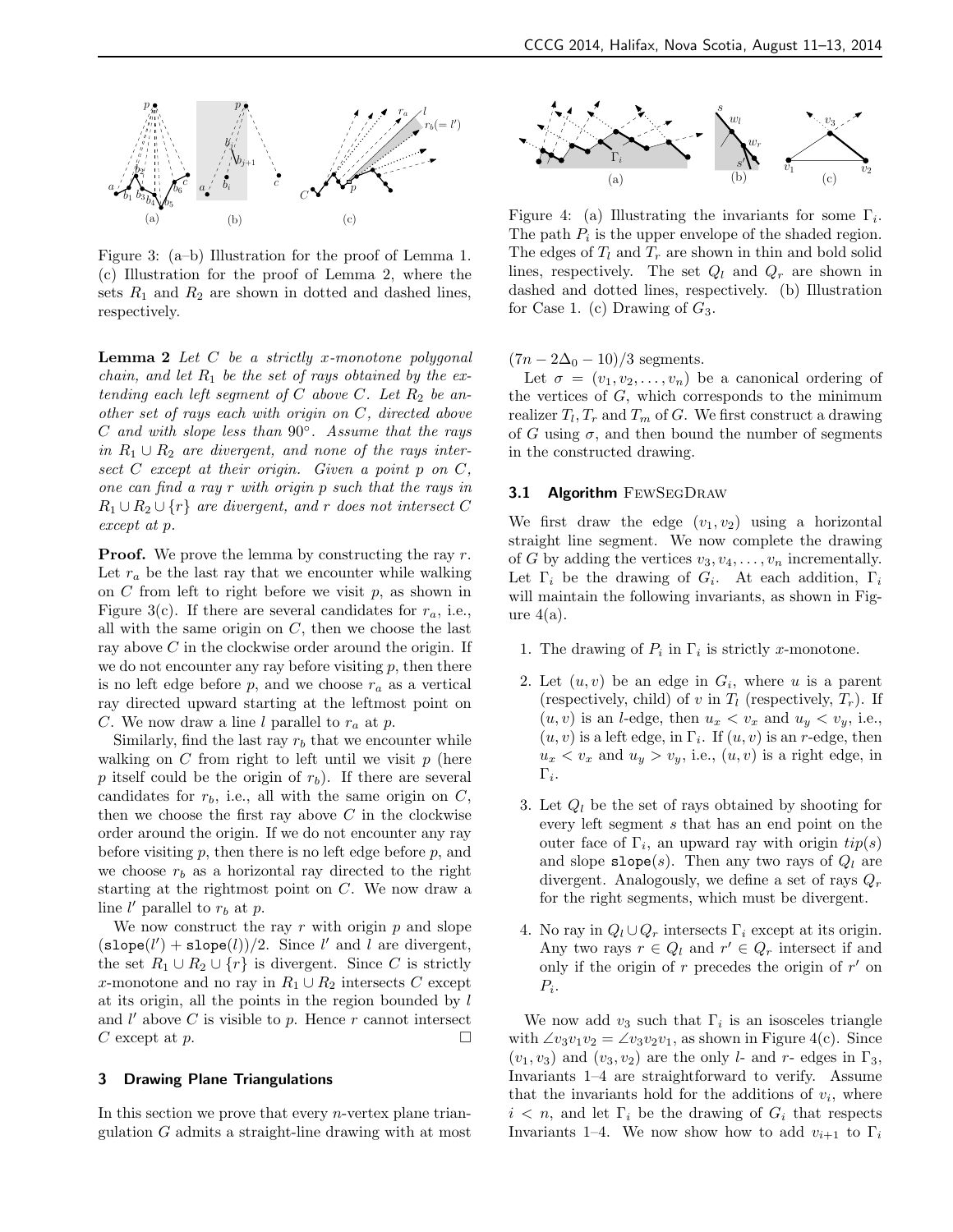Figure 3: (a–b) Illustration for the proof of Lemma 1. (c) Illustration for the proof of Lemma 2, where the sets $R_1$ and $R_2$ are shown in dotted and dashed lines, respectively.

**Lemma 2** *Let $C$ be a strictly x-monotone polygonal chain, and let $R_1$ be the set of rays obtained by the extending each left segment of $C$ above $C$. Let $R_2$ be another set of rays each with origin on $C$, directed above $C$ and with slope less than $90^\circ$. Assume that the rays in $R_1 \cup R_2$ are divergent, and none of the rays intersect $C$ except at their origin. Given a point $p$ on $C$, one can find a ray $r$ with origin $p$ such that the rays in $R_1 \cup R_2 \cup \{r\}$ are divergent, and $r$ does not intersect $C$ except at $p$.*

**Proof.** We prove the lemma by constructing the ray $r$. Let $r_a$ be the last ray that we encounter while walking on $C$ from left to right before we visit $p$, as shown in Figure 3(c). If there are several candidates for $r_a$, i.e., all with the same origin on $C$, then we choose the last ray above $C$ in the clockwise order around the origin. If we do not encounter any ray before visiting $p$, then there is no left edge before $p$, and we choose $r_a$ as a vertical ray directed upward starting at the leftmost point on $C$. We now draw a line $l$ parallel to $r_a$ at $p$.

Similarly, find the last ray $r_b$ that we encounter while walking on $C$ from right to left until we visit $p$ (here $p$ itself could be the origin of $r_b$). If there are several candidates for $r_b$, i.e., all with the same origin on $C$, then we choose the first ray above $C$ in the clockwise order around the origin. If we do not encounter any ray before visiting $p$, then there is no left edge before $p$, and we choose $r_b$ as a horizontal ray directed to the right starting at the rightmost point on $C$. We now draw a line $l'$ parallel to $r_b$ at $p$.

We now construct the ray $r$ with origin $p$ and slope $(\texttt{slope}(l') + \texttt{slope}(l))/2$. Since $l'$ and $l$ are divergent, the set $R_1 \cup R_2 \cup \{r\}$ is divergent. Since $C$ is strictly $x$-monotone and no ray in $R_1 \cup R_2$ intersects $C$ except at its origin, all the points in the region bounded by $l$ and $l'$ above $C$ is visible to $p$. Hence $r$ cannot intersect $C$ except at $p$. □

## 3 Drawing Plane Triangulations

In this section we prove that every $n$-vertex plane triangulation $G$ admits a straight-line drawing with at most $(7n - 2\Delta_0 - 10)/3$ segments.

Figure 4: (a) Illustrating the invariants for some $\Gamma_i$. The path $P_i$ is the upper envelope of the shaded region. The edges of $T_l$ and $T_r$ are shown in thin and bold solid lines, respectively. The set $Q_l$ and $Q_r$ are shown in dashed and dotted lines, respectively. (b) Illustration for Case 1. (c) Drawing of $G_3$.

Let $\sigma = (v_1, v_2, \ldots, v_n)$ be a canonical ordering of the vertices of $G$, which corresponds to the minimum realizer $T_l, T_r$ and $T_m$ of $G$. We first construct a drawing of $G$ using $\sigma$, and then bound the number of segments in the constructed drawing.

### 3.1 Algorithm FewSegDraw

We first draw the edge $(v_1, v_2)$ using a horizontal straight line segment. We now complete the drawing of $G$ by adding the vertices $v_3, v_4, \ldots, v_n$ incrementally. Let $\Gamma_i$ be the drawing of $G_i$. At each addition, $\Gamma_i$ will maintain the following invariants, as shown in Figure 4(a).

1. The drawing of $P_i$ in $\Gamma_i$ is strictly $x$-monotone.
2. Let $(u, v)$ be an edge in $G_i$, where $u$ is a parent (respectively, child) of $v$ in $T_l$ (respectively, $T_r$). If $(u, v)$ is an $l$-edge, then $u_x < v_x$ and $u_y < v_y$, i.e., $(u, v)$ is a left edge, in $\Gamma_i$. If $(u, v)$ is an $r$-edge, then $u_x < v_x$ and $u_y > v_y$, i.e., $(u, v)$ is a right edge, in $\Gamma_i$.
3. Let $Q_l$ be the set of rays obtained by shooting for every left segment $s$ that has an end point on the outer face of $\Gamma_i$, an upward ray with origin $tip(s)$ and slope $\texttt{slope}(s)$. Then any two rays of $Q_l$ are divergent. Analogously, we define a set of rays $Q_r$ for the right segments, which must be divergent.
4. No ray in $Q_l \cup Q_r$ intersects $\Gamma_i$ except at its origin. Any two rays $r \in Q_l$ and $r' \in Q_r$ intersect if and only if the origin of $r$ precedes the origin of $r'$ on $P_i$.

We now add $v_3$ such that $\Gamma_i$ is an isosceles triangle with $\angle v_3 v_1 v_2 = \angle v_3 v_2 v_1$, as shown in Figure 4(c). Since $(v_1, v_3)$ and $(v_3, v_2)$ are the only $l$- and $r$- edges in $\Gamma_3$, Invariants 1–4 are straightforward to verify. Assume that the invariants hold for the additions of $v_i$, where $i < n$, and let $\Gamma_i$ be the drawing of $G_i$ that respects Invariants 1–4. We now show how to add $v_{i+1}$ to $\Gamma_i$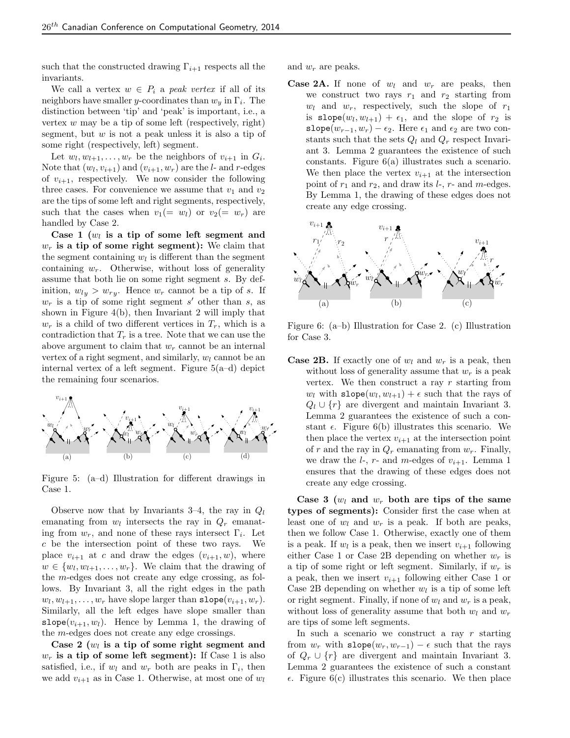such that the constructed drawing $\Gamma_{i+1}$ respects all the invariants.

We call a vertex $w \in P_i$ a *peak vertex* if all of its neighbors have smaller $y$-coordinates than $w_y$ in $\Gamma_i$. The distinction between 'tip' and 'peak' is important, i.e., a vertex $w$ may be a tip of some left (respectively, right) segment, but $w$ is not a peak unless it is also a tip of some right (respectively, left) segment.

Let $w_l, w_{l+1}, \ldots, w_r$ be the neighbors of $v_{i+1}$ in $G_i$. Note that $(w_l, v_{i+1})$ and $(v_{i+1}, w_r)$ are the $l$- and $r$-edges of $v_{i+1}$, respectively. We now consider the following three cases. For convenience we assume that $v_1$ and $v_2$ are the tips of some left and right segments, respectively, such that the cases when $v_1 (= w_l)$ or $v_2 (= w_r)$ are handled by Case 2.

**Case 1 ($w_l$ is a tip of some left segment and $w_r$ is a tip of some right segment):** We claim that the segment containing $w_l$ is different than the segment containing $w_r$. Otherwise, without loss of generality assume that both lie on some right segment $s$. By definition, $w_{ly} > w_{ry}$. Hence $w_r$ cannot be a tip of $s$. If $w_r$ is a tip of some right segment $s'$ other than $s$, as shown in Figure 4(b), then Invariant 2 will imply that $w_r$ is a child of two different vertices in $T_r$, which is a contradiction that $T_r$ is a tree. Note that we can use the above argument to claim that $w_r$ cannot be an internal vertex of a right segment, and similarly, $w_l$ cannot be an internal vertex of a left segment. Figure 5(a–d) depict the remaining four scenarios.

Figure 5: (a–d) Illustration for different drawings in Case 1.

Observe now that by Invariants 3–4, the ray in $Q_l$ emanating from $w_l$ intersects the ray in $Q_r$ emanating from $w_r$, and none of these rays intersect $\Gamma_i$. Let $c$ be the intersection point of these two rays. We place $v_{i+1}$ at $c$ and draw the edges $(v_{i+1}, w)$, where $w \in \{w_l, w_{l+1}, \ldots, w_r\}$. We claim that the drawing of the $m$-edges does not create any edge crossing, as follows. By Invariant 3, all the right edges in the path $w_l, w_{l+1}, \ldots, w_r$ have slope larger than $\texttt{slope}(v_{i+1}, w_r)$. Similarly, all the left edges have slope smaller than $\texttt{slope}(v_{i+1}, w_l)$. Hence by Lemma 1, the drawing of the $m$-edges does not create any edge crossings.

**Case 2 ($w_l$ is a tip of some right segment and $w_r$ is a tip of some left segment):** If Case 1 is also satisfied, i.e., if $w_l$ and $w_r$ both are peaks in $\Gamma_i$, then we add $v_{i+1}$ as in Case 1. Otherwise, at most one of $w_l$ and $w_r$ are peaks.

**Case 2A.** If none of $w_l$ and $w_r$ are peaks, then we construct two rays $r_1$ and $r_2$ starting from $w_l$ and $w_r$, respectively, such the slope of $r_1$ is $\texttt{slope}(w_l, w_{l+1}) + \epsilon_1$, and the slope of $r_2$ is $\texttt{slope}(w_{r-1}, w_r) - \epsilon_2$. Here $\epsilon_1$ and $\epsilon_2$ are two constants such that the sets $Q_l$ and $Q_r$ respect Invariant 3. Lemma 2 guarantees the existence of such constants. Figure 6(a) illustrates such a scenario. We then place the vertex $v_{i+1}$ at the intersection point of $r_1$ and $r_2$, and draw its $l$-, $r$- and $m$-edges. By Lemma 1, the drawing of these edges does not create any edge crossing.

Figure 6: (a–b) Illustration for Case 2. (c) Illustration for Case 3.

**Case 2B.** If exactly one of $w_l$ and $w_r$ is a peak, then without loss of generality assume that $w_r$ is a peak vertex. We then construct a ray $r$ starting from $w_l$ with $\texttt{slope}(w_l, w_{l+1}) + \epsilon$ such that the rays of $Q_l \cup \{r\}$ are divergent and maintain Invariant 3. Lemma 2 guarantees the existence of such a constant $\epsilon$. Figure 6(b) illustrates this scenario. We then place the vertex $v_{i+1}$ at the intersection point of $r$ and the ray in $Q_r$ emanating from $w_r$. Finally, we draw the $l$-, $r$- and $m$-edges of $v_{i+1}$. Lemma 1 ensures that the drawing of these edges does not create any edge crossing.

**Case 3 ($w_l$ and $w_r$ both are tips of the same types of segments):** Consider first the case when at least one of $w_l$ and $w_r$ is a peak. If both are peaks, then we follow Case 1. Otherwise, exactly one of them is a peak. If $w_l$ is a peak, then we insert $v_{i+1}$ following either Case 1 or Case 2B depending on whether $w_r$ is a tip of some right or left segment. Similarly, if $w_r$ is a peak, then we insert $v_{i+1}$ following either Case 1 or Case 2B depending on whether $w_l$ is a tip of some left or right segment. Finally, if none of $w_l$ and $w_r$ is a peak, without loss of generality assume that both $w_l$ and $w_r$ are tips of some left segments.

In such a scenario we construct a ray $r$ starting from $w_r$ with $\texttt{slope}(w_r, w_{r-1}) - \epsilon$ such that the rays of $Q_r \cup \{r\}$ are divergent and maintain Invariant 3. Lemma 2 guarantees the existence of such a constant $\epsilon$. Figure 6(c) illustrates this scenario. We then place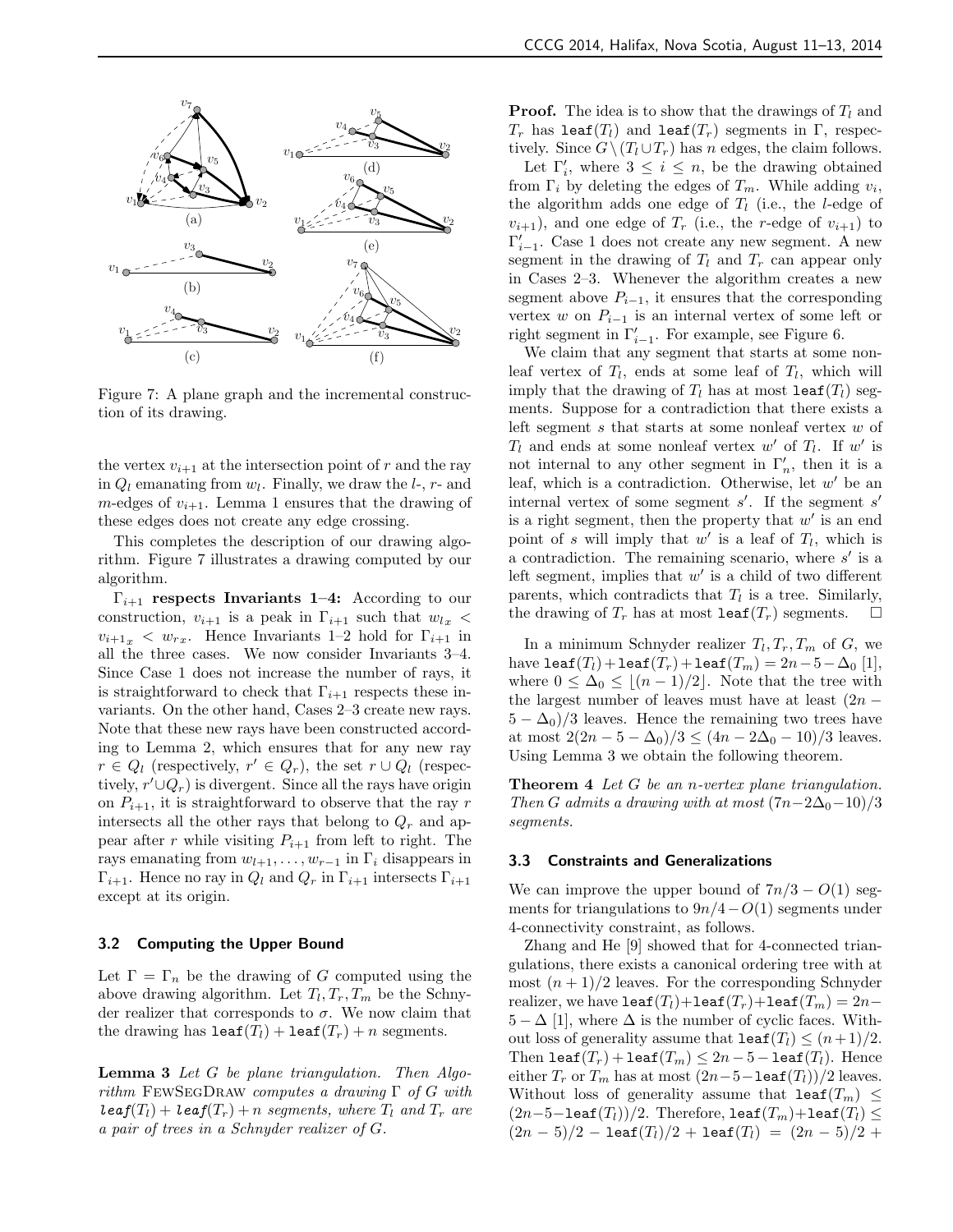Figure 7: A plane graph and the incremental construction of its drawing.

the vertex $v_{i+1}$ at the intersection point of $r$ and the ray in $Q_l$ emanating from $w_l$. Finally, we draw the $l$-, $r$- and $m$-edges of $v_{i+1}$. Lemma 1 ensures that the drawing of these edges does not create any edge crossing.

This completes the description of our drawing algorithm. Figure 7 illustrates a drawing computed by our algorithm.

**$\Gamma_{i+1}$ respects Invariants 1–4:** According to our construction, $v_{i+1}$ is a peak in $\Gamma_{i+1}$ such that $w_{lx} < v_{i+1x} < w_{rx}$. Hence Invariants 1–2 hold for $\Gamma_{i+1}$ in all the three cases. We now consider Invariants 3–4. Since Case 1 does not increase the number of rays, it is straightforward to check that $\Gamma_{i+1}$ respects these invariants. On the other hand, Cases 2–3 create new rays. Note that these new rays have been constructed according to Lemma 2, which ensures that for any new ray $r \in Q_l$ (respectively, $r' \in Q_r$), the set $r \cup Q_l$ (respectively, $r' \cup Q_r$) is divergent. Since all the rays have origin on $P_{i+1}$, it is straightforward to observe that the ray $r$ intersects all the other rays that belong to $Q_r$ and appear after $r$ while visiting $P_{i+1}$ from left to right. The rays emanating from $w_{l+1}, \ldots, w_{r-1}$ in $\Gamma_i$ disappears in $\Gamma_{i+1}$. Hence no ray in $Q_l$ and $Q_r$ in $\Gamma_{i+1}$ intersects $\Gamma_{i+1}$ except at its origin.

### 3.2 Computing the Upper Bound

Let $\Gamma = \Gamma_n$ be the drawing of $G$ computed using the above drawing algorithm. Let $T_l, T_r, T_m$ be the Schnyder realizer that corresponds to $\sigma$. We now claim that the drawing has $\texttt{leaf}(T_l) + \texttt{leaf}(T_r) + n$ segments.

**Lemma 3** *Let $G$ be plane triangulation. Then Algorithm* FewSegDraw *computes a drawing $\Gamma$ of $G$ with $\texttt{leaf}(T_l) + \texttt{leaf}(T_r) + n$ segments, where $T_l$ and $T_r$ are a pair of trees in a Schnyder realizer of $G$.*

**Proof.** The idea is to show that the drawings of $T_l$ and $T_r$ has $\texttt{leaf}(T_l)$ and $\texttt{leaf}(T_r)$ segments in $\Gamma$, respectively. Since $G \setminus (T_l \cup T_r)$ has $n$ edges, the claim follows.

Let $\Gamma'_i$, where $3 \le i \le n$, be the drawing obtained from $\Gamma_i$ by deleting the edges of $T_m$. While adding $v_i$, the algorithm adds one edge of $T_l$ (i.e., the $l$-edge of $v_{i+1}$), and one edge of $T_r$ (i.e., the $r$-edge of $v_{i+1}$) to $\Gamma'_{i-1}$. Case 1 does not create any new segment. A new segment in the drawing of $T_l$ and $T_r$ can appear only in Cases 2–3. Whenever the algorithm creates a new segment above $P_{i-1}$, it ensures that the corresponding vertex $w$ on $P_{i-1}$ is an internal vertex of some left or right segment in $\Gamma'_{i-1}$. For example, see Figure 6.

We claim that any segment that starts at some nonleaf vertex of $T_l$, ends at some leaf of $T_l$, which will imply that the drawing of $T_l$ has at most $\texttt{leaf}(T_l)$ segments. Suppose for a contradiction that there exists a left segment $s$ that starts at some nonleaf vertex $w$ of $T_l$ and ends at some nonleaf vertex $w'$ of $T_l$. If $w'$ is not internal to any other segment in $\Gamma'_n$, then it is a leaf, which is a contradiction. Otherwise, let $w'$ be an internal vertex of some segment $s'$. If the segment $s'$ is a right segment, then the property that $w'$ is an end point of $s$ will imply that $w'$ is a leaf of $T_l$, which is a contradiction. The remaining scenario, where $s'$ is a left segment, implies that $w'$ is a child of two different parents, which contradicts that $T_l$ is a tree. Similarly, the drawing of $T_r$ has at most $\texttt{leaf}(T_r)$ segments. $\square$

In a minimum Schnyder realizer $T_l, T_r, T_m$ of $G$, we have $\texttt{leaf}(T_l) + \texttt{leaf}(T_r) + \texttt{leaf}(T_m) = 2n - 5 - \Delta_0$ [1], where $0 \le \Delta_0 \le \lfloor (n-1)/2 \rfloor$. Note that the tree with the largest number of leaves must have at least $(2n - 5 - \Delta_0)/3$ leaves. Hence the remaining two trees have at most $2(2n - 5 - \Delta_0)/3 \le (4n - 2\Delta_0 - 10)/3$ leaves. Using Lemma 3 we obtain the following theorem.

**Theorem 4** *Let $G$ be an $n$-vertex plane triangulation. Then $G$ admits a drawing with at most $(7n - 2\Delta_0 - 10)/3$ segments.*

### 3.3 Constraints and Generalizations

We can improve the upper bound of $7n/3 - O(1)$ segments for triangulations to $9n/4 - O(1)$ segments under 4-connectivity constraint, as follows.

Zhang and He [9] showed that for 4-connected triangulations, there exists a canonical ordering tree with at most $(n + 1)/2$ leaves. For the corresponding Schnyder realizer, we have $\texttt{leaf}(T_l) + \texttt{leaf}(T_r) + \texttt{leaf}(T_m) = 2n - 5 - \Delta$ [1], where $\Delta$ is the number of cyclic faces. Without loss of generality assume that $\texttt{leaf}(T_l) \le (n+1)/2$. Then $\texttt{leaf}(T_r) + \texttt{leaf}(T_m) \le 2n - 5 - \texttt{leaf}(T_l)$. Hence either $T_r$ or $T_m$ has at most $(2n - 5 - \texttt{leaf}(T_l))/2$ leaves. Without loss of generality assume that $\texttt{leaf}(T_m) \le (2n - 5 - \texttt{leaf}(T_l))/2$. Therefore, $\texttt{leaf}(T_m) + \texttt{leaf}(T_l) \le (2n - 5)/2 - \texttt{leaf}(T_l)/2 + \texttt{leaf}(T_l) = (2n - 5)/2 +$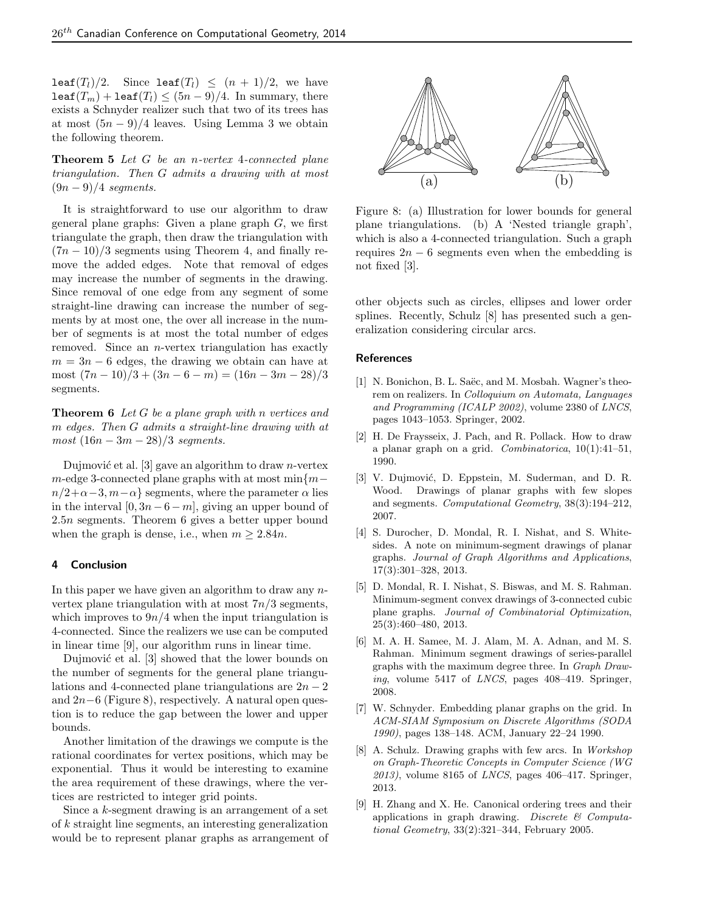$\texttt{leaf}(T_l)/2$. Since $\texttt{leaf}(T_l) \leq (n+1)/2$, we have $\texttt{leaf}(T_m) + \texttt{leaf}(T_l) \leq (5n-9)/4$. In summary, there exists a Schnyder realizer such that two of its trees has at most $(5n-9)/4$ leaves. Using Lemma 3 we obtain the following theorem.

**Theorem 5** *Let $G$ be an $n$-vertex 4-connected plane triangulation. Then $G$ admits a drawing with at most $(9n-9)/4$ segments.*

It is straightforward to use our algorithm to draw general plane graphs: Given a plane graph $G$, we first triangulate the graph, then draw the triangulation with $(7n-10)/3$ segments using Theorem 4, and finally remove the added edges. Note that removal of edges may increase the number of segments in the drawing. Since removal of one edge from any segment of some straight-line drawing can increase the number of segments by at most one, the over all increase in the number of segments is at most the total number of edges removed. Since an $n$-vertex triangulation has exactly $m = 3n-6$ edges, the drawing we obtain can have at most $(7n-10)/3 + (3n-6-m) = (16n-3m-28)/3$ segments.

**Theorem 6** *Let $G$ be a plane graph with $n$ vertices and $m$ edges. Then $G$ admits a straight-line drawing with at most $(16n-3m-28)/3$ segments.*

Dujmović et al. [3] gave an algorithm to draw $n$-vertex $m$-edge 3-connected plane graphs with at most $\min\{m - n/2 + \alpha - 3, m - \alpha\}$ segments, where the parameter $\alpha$ lies in the interval $[0, 3n-6-m]$, giving an upper bound of $2.5n$ segments. Theorem 6 gives a better upper bound when the graph is dense, i.e., when $m \geq 2.84n$.

## 4 Conclusion

In this paper we have given an algorithm to draw any $n$-vertex plane triangulation with at most $7n/3$ segments, which improves to $9n/4$ when the input triangulation is 4-connected. Since the realizers we use can be computed in linear time [9], our algorithm runs in linear time.

Dujmović et al. [3] showed that the lower bounds on the number of segments for the general plane triangulations and 4-connected plane triangulations are $2n-2$ and $2n-6$ (Figure 8), respectively. A natural open question is to reduce the gap between the lower and upper bounds.

Another limitation of the drawings we compute is the rational coordinates for vertex positions, which may be exponential. Thus it would be interesting to examine the area requirement of these drawings, where the vertices are restricted to integer grid points.

Since a $k$-segment drawing is an arrangement of a set of $k$ straight line segments, an interesting generalization would be to represent planar graphs as arrangement of other objects such as circles, ellipses and lower order splines. Recently, Schulz [8] has presented such a generalization considering circular arcs.

(a)

(b)

Figure 8: (a) Illustration for lower bounds for general plane triangulations. (b) A 'Nested triangle graph', which is also a 4-connected triangulation. Such a graph requires $2n-6$ segments even when the embedding is not fixed [3].

## References

[1] N. Bonichon, B. L. Saëc, and M. Mosbah. Wagner's theorem on realizers. In *Colloquium on Automata, Languages and Programming (ICALP 2002)*, volume 2380 of *LNCS*, pages 1043–1053. Springer, 2002.

[2] H. De Fraysseix, J. Pach, and R. Pollack. How to draw a planar graph on a grid. *Combinatorica*, 10(1):41–51, 1990.

[3] V. Dujmović, D. Eppstein, M. Suderman, and D. R. Wood. Drawings of planar graphs with few slopes and segments. *Computational Geometry*, 38(3):194–212, 2007.

[4] S. Durocher, D. Mondal, R. I. Nishat, and S. Whitesides. A note on minimum-segment drawings of planar graphs. *Journal of Graph Algorithms and Applications*, 17(3):301–328, 2013.

[5] D. Mondal, R. I. Nishat, S. Biswas, and M. S. Rahman. Minimum-segment convex drawings of 3-connected cubic plane graphs. *Journal of Combinatorial Optimization*, 25(3):460–480, 2013.

[6] M. A. H. Samee, M. J. Alam, M. A. Adnan, and M. S. Rahman. Minimum segment drawings of series-parallel graphs with the maximum degree three. In *Graph Drawing*, volume 5417 of *LNCS*, pages 408–419. Springer, 2008.

[7] W. Schnyder. Embedding planar graphs on the grid. In *ACM-SIAM Symposium on Discrete Algorithms (SODA 1990)*, pages 138–148. ACM, January 22–24 1990.

[8] A. Schulz. Drawing graphs with few arcs. In *Workshop on Graph-Theoretic Concepts in Computer Science (WG 2013)*, volume 8165 of *LNCS*, pages 406–417. Springer, 2013.

[9] H. Zhang and X. He. Canonical ordering trees and their applications in graph drawing. *Discrete & Computational Geometry*, 33(2):321–344, February 2005.